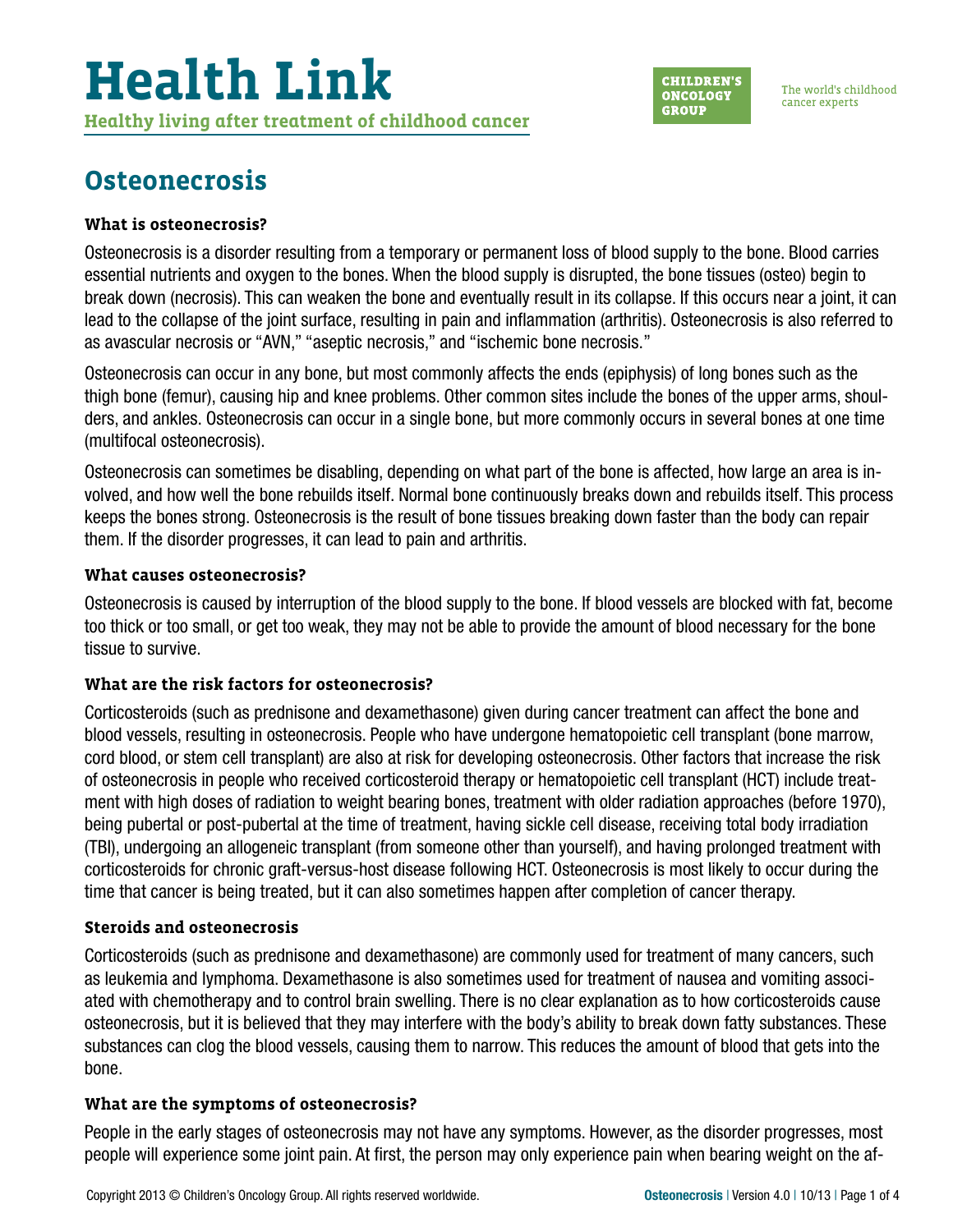# Health Link

**Healthy living after treatment of childhood cancer**

CHILDREN'S ONCOLOGY GROUP

The world's childhood cancer experts

## Osteonecrosis

### What is osteonecrosis?

Osteonecrosis is a disorder resulting from a temporary or permanent loss of blood supply to the bone. Blood carries essential nutrients and oxygen to the bones. When the blood supply is disrupted, the bone tissues (osteo) begin to break down (necrosis). This can weaken the bone and eventually result in its collapse. If this occurs near a joint, it can lead to the collapse of the joint surface, resulting in pain and inflammation (arthritis). Osteonecrosis is also referred to as avascular necrosis or "AVN," "aseptic necrosis," and "ischemic bone necrosis."

Osteonecrosis can occur in any bone, but most commonly affects the ends (epiphysis) of long bones such as the thigh bone (femur), causing hip and knee problems. Other common sites include the bones of the upper arms, shoulders, and ankles. Osteonecrosis can occur in a single bone, but more commonly occurs in several bones at one time (multifocal osteonecrosis).

Osteonecrosis can sometimes be disabling, depending on what part of the bone is affected, how large an area is involved, and how well the bone rebuilds itself. Normal bone continuously breaks down and rebuilds itself. This process keeps the bones strong. Osteonecrosis is the result of bone tissues breaking down faster than the body can repair them. If the disorder progresses, it can lead to pain and arthritis.

### What causes osteonecrosis?

Osteonecrosis is caused by interruption of the blood supply to the bone. If blood vessels are blocked with fat, become too thick or too small, or get too weak, they may not be able to provide the amount of blood necessary for the bone tissue to survive.

### What are the risk factors for osteonecrosis?

Corticosteroids (such as prednisone and dexamethasone) given during cancer treatment can affect the bone and blood vessels, resulting in osteonecrosis. People who have undergone hematopoietic cell transplant (bone marrow, cord blood, or stem cell transplant) are also at risk for developing osteonecrosis. Other factors that increase the risk of osteonecrosis in people who received corticosteroid therapy or hematopoietic cell transplant (HCT) include treatment with high doses of radiation to weight bearing bones, treatment with older radiation approaches (before 1970), being pubertal or post-pubertal at the time of treatment, having sickle cell disease, receiving total body irradiation (TBI), undergoing an allogeneic transplant (from someone other than yourself), and having prolonged treatment with corticosteroids for chronic graft-versus-host disease following HCT. Osteonecrosis is most likely to occur during the time that cancer is being treated, but it can also sometimes happen after completion of cancer therapy.

### Steroids and osteonecrosis

Corticosteroids (such as prednisone and dexamethasone) are commonly used for treatment of many cancers, such as leukemia and lymphoma. Dexamethasone is also sometimes used for treatment of nausea and vomiting associated with chemotherapy and to control brain swelling. There is no clear explanation as to how corticosteroids cause osteonecrosis, but it is believed that they may interfere with the body's ability to break down fatty substances. These substances can clog the blood vessels, causing them to narrow. This reduces the amount of blood that gets into the bone.

### What are the symptoms of osteonecrosis?

People in the early stages of osteonecrosis may not have any symptoms. However, as the disorder progresses, most people will experience some joint pain. At first, the person may only experience pain when bearing weight on the af-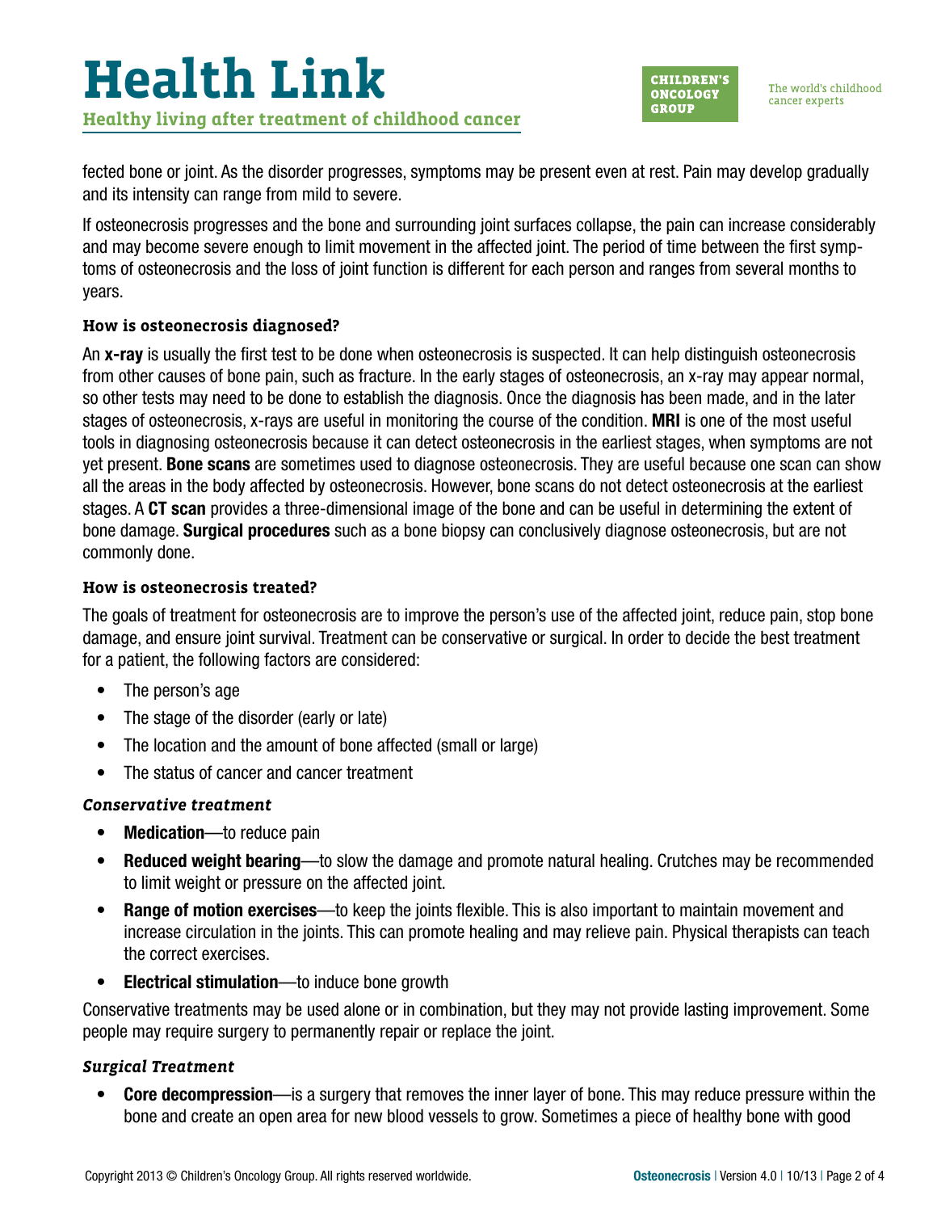fected bone or joint. As the disorder progresses, symptoms may be present even at rest. Pain may develop gradually and its intensity can range from mild to severe.

If osteonecrosis progresses and the bone and surrounding joint surfaces collapse, the pain can increase considerably and may become severe enough to limit movement in the affected joint. The period of time between the first symptoms of osteonecrosis and the loss of joint function is different for each person and ranges from several months to years.

### How is osteonecrosis diagnosed?

An **x-ray** is usually the first test to be done when osteonecrosis is suspected. It can help distinguish osteonecrosis from other causes of bone pain, such as fracture. In the early stages of osteonecrosis, an x-ray may appear normal, so other tests may need to be done to establish the diagnosis. Once the diagnosis has been made, and in the later stages of osteonecrosis, x-rays are useful in monitoring the course of the condition. **MRI** is one of the most useful tools in diagnosing osteonecrosis because it can detect osteonecrosis in the earliest stages, when symptoms are not yet present. **Bone scans** are sometimes used to diagnose osteonecrosis. They are useful because one scan can show all the areas in the body affected by osteonecrosis. However, bone scans do not detect osteonecrosis at the earliest stages. A **CT scan** provides a three-dimensional image of the bone and can be useful in determining the extent of bone damage. **Surgical procedures** such as a bone biopsy can conclusively diagnose osteonecrosis, but are not commonly done.

### How is osteonecrosis treated?

The goals of treatment for osteonecrosis are to improve the person's use of the affected joint, reduce pain, stop bone damage, and ensure joint survival. Treatment can be conservative or surgical. In order to decide the best treatment for a patient, the following factors are considered:

- The person's age
- The stage of the disorder (early or late)
- The location and the amount of bone affected (small or large)
- The status of cancer and cancer treatment

#### *Conservative treatment*

- **Medication**—to reduce pain
- **Reduced weight bearing**—to slow the damage and promote natural healing. Crutches may be recommended to limit weight or pressure on the affected joint.
- **Range of motion exercises**—to keep the joints flexible. This is also important to maintain movement and increase circulation in the joints. This can promote healing and may relieve pain. Physical therapists can teach the correct exercises.
- **Electrical stimulation**—to induce bone growth

Conservative treatments may be used alone or in combination, but they may not provide lasting improvement. Some people may require surgery to permanently repair or replace the joint.

#### *Surgical Treatment*

- **Core decompression**—is a surgery that removes the inner layer of bone. This may reduce pressure within the bone and create an open area for new blood vessels to grow. Sometimes a piece of healthy bone with good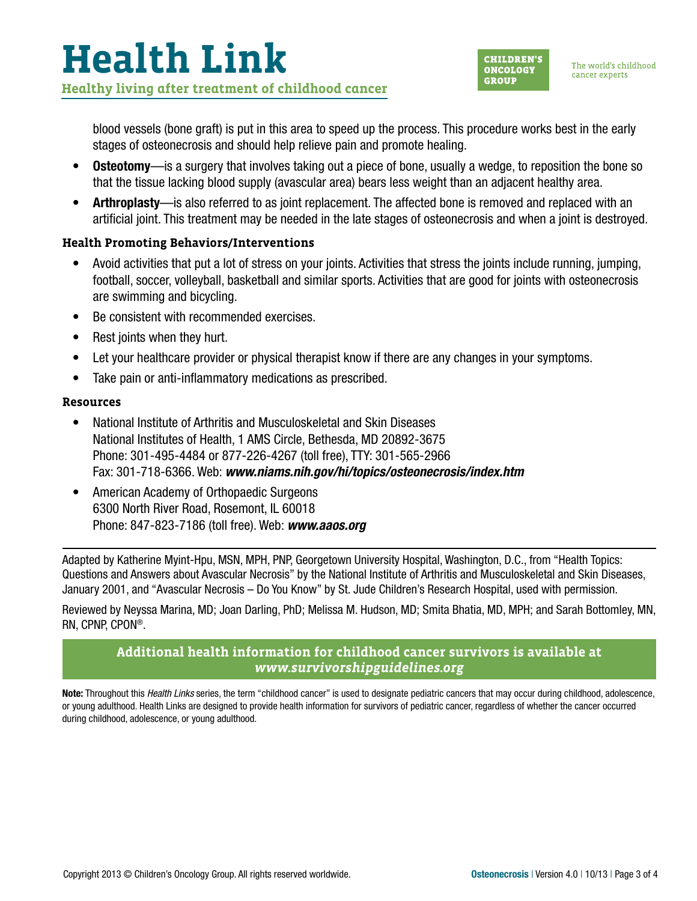blood vessels (bone graft) is put in this area to speed up the process. This procedure works best in the early stages of osteonecrosis and should help relieve pain and promote healing.

- **Osteotomy**—is a surgery that involves taking out a piece of bone, usually a wedge, to reposition the bone so that the tissue lacking blood supply (avascular area) bears less weight than an adjacent healthy area.
- **Arthroplasty**—is also referred to as joint replacement. The affected bone is removed and replaced with an artificial joint. This treatment may be needed in the late stages of osteonecrosis and when a joint is destroyed.

### Health Promoting Behaviors/Interventions

- Avoid activities that put a lot of stress on your joints. Activities that stress the joints include running, jumping, football, soccer, volleyball, basketball and similar sports. Activities that are good for joints with osteonecrosis are swimming and bicycling.
- Be consistent with recommended exercises.
- Rest joints when they hurt.
- Let your healthcare provider or physical therapist know if there are any changes in your symptoms.
- Take pain or anti-inflammatory medications as prescribed.

### Resources

- National Institute of Arthritis and Musculoskeletal and Skin Diseases
  National Institutes of Health, 1 AMS Circle, Bethesda, MD 20892-3675
  Phone: 301-495-4484 or 877-226-4267 (toll free), TTY: 301-565-2966
  Fax: 301-718-6366. Web: ***www.niams.nih.gov/hi/topics/osteonecrosis/index.htm***
- American Academy of Orthopaedic Surgeons
  6300 North River Road, Rosemont, IL 60018
  Phone: 847-823-7186 (toll free). Web: ***www.aaos.org***

---

Adapted by Katherine Myint-Hpu, MSN, MPH, PNP, Georgetown University Hospital, Washington, D.C., from “Health Topics: Questions and Answers about Avascular Necrosis” by the National Institute of Arthritis and Musculoskeletal and Skin Diseases, January 2001, and “Avascular Necrosis – Do You Know” by St. Jude Children’s Research Hospital, used with permission.

Reviewed by Neyssa Marina, MD; Joan Darling, PhD; Melissa M. Hudson, MD; Smita Bhatia, MD, MPH; and Sarah Bottomley, MN, RN, CPNP, CPON®.

**Additional health information for childhood cancer survivors is available at *www.survivorshipguidelines.org***

**Note:** Throughout this *Health Links* series, the term “childhood cancer” is used to designate pediatric cancers that may occur during childhood, adolescence, or young adulthood. Health Links are designed to provide health information for survivors of pediatric cancer, regardless of whether the cancer occurred during childhood, adolescence, or young adulthood.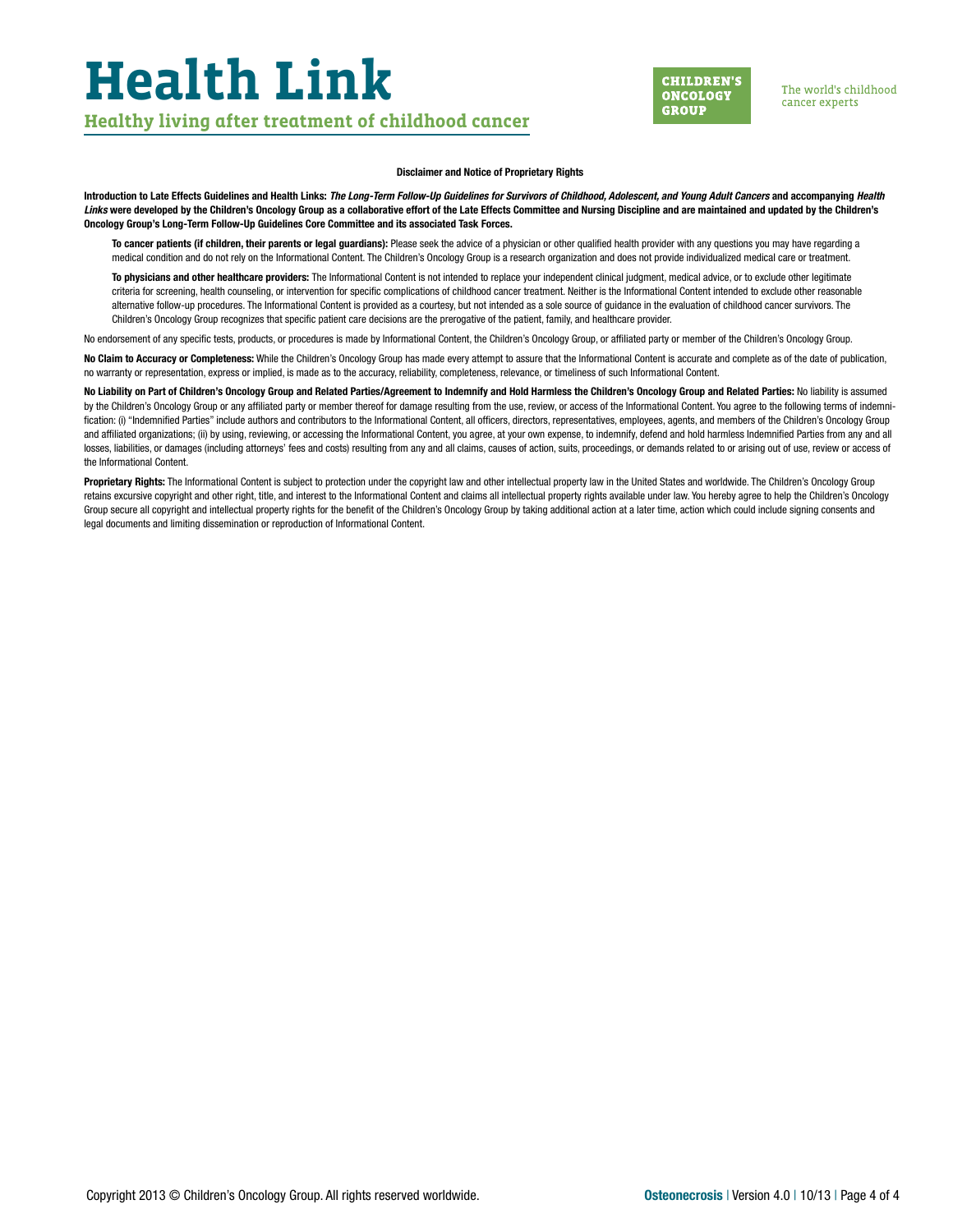**Disclaimer and Notice of Proprietary Rights**

**Introduction to Late Effects Guidelines and Health Links:** ***The Long-Term Follow-Up Guidelines for Survivors of Childhood, Adolescent, and Young Adult Cancers*** **and accompanying** ***Health Links*** **were developed by the Children's Oncology Group as a collaborative effort of the Late Effects Committee and Nursing Discipline and are maintained and updated by the Children's Oncology Group's Long-Term Follow-Up Guidelines Core Committee and its associated Task Forces.**

**To cancer patients (if children, their parents or legal guardians):** Please seek the advice of a physician or other qualified health provider with any questions you may have regarding a medical condition and do not rely on the Informational Content. The Children's Oncology Group is a research organization and does not provide individualized medical care or treatment.

**To physicians and other healthcare providers:** The Informational Content is not intended to replace your independent clinical judgment, medical advice, or to exclude other legitimate criteria for screening, health counseling, or intervention for specific complications of childhood cancer treatment. Neither is the Informational Content intended to exclude other reasonable alternative follow-up procedures. The Informational Content is provided as a courtesy, but not intended as a sole source of guidance in the evaluation of childhood cancer survivors. The Children's Oncology Group recognizes that specific patient care decisions are the prerogative of the patient, family, and healthcare provider.

No endorsement of any specific tests, products, or procedures is made by Informational Content, the Children's Oncology Group, or affiliated party or member of the Children's Oncology Group.

**No Claim to Accuracy or Completeness:** While the Children's Oncology Group has made every attempt to assure that the Informational Content is accurate and complete as of the date of publication, no warranty or representation, express or implied, is made as to the accuracy, reliability, completeness, relevance, or timeliness of such Informational Content.

**No Liability on Part of Children's Oncology Group and Related Parties/Agreement to Indemnify and Hold Harmless the Children's Oncology Group and Related Parties:** No liability is assumed by the Children's Oncology Group or any affiliated party or member thereof for damage resulting from the use, review, or access of the Informational Content. You agree to the following terms of indemnification: (i) "Indemnified Parties" include authors and contributors to the Informational Content, all officers, directors, representatives, employees, agents, and members of the Children's Oncology Group and affiliated organizations; (ii) by using, reviewing, or accessing the Informational Content, you agree, at your own expense, to indemnify, defend and hold harmless Indemnified Parties from any and all losses, liabilities, or damages (including attorneys' fees and costs) resulting from any and all claims, causes of action, suits, proceedings, or demands related to or arising out of use, review or access of the Informational Content.

**Proprietary Rights:** The Informational Content is subject to protection under the copyright law and other intellectual property law in the United States and worldwide. The Children's Oncology Group retains excursive copyright and other right, title, and interest to the Informational Content and claims all intellectual property rights available under law. You hereby agree to help the Children's Oncology Group secure all copyright and intellectual property rights for the benefit of the Children's Oncology Group by taking additional action at a later time, action which could include signing consents and legal documents and limiting dissemination or reproduction of Informational Content.